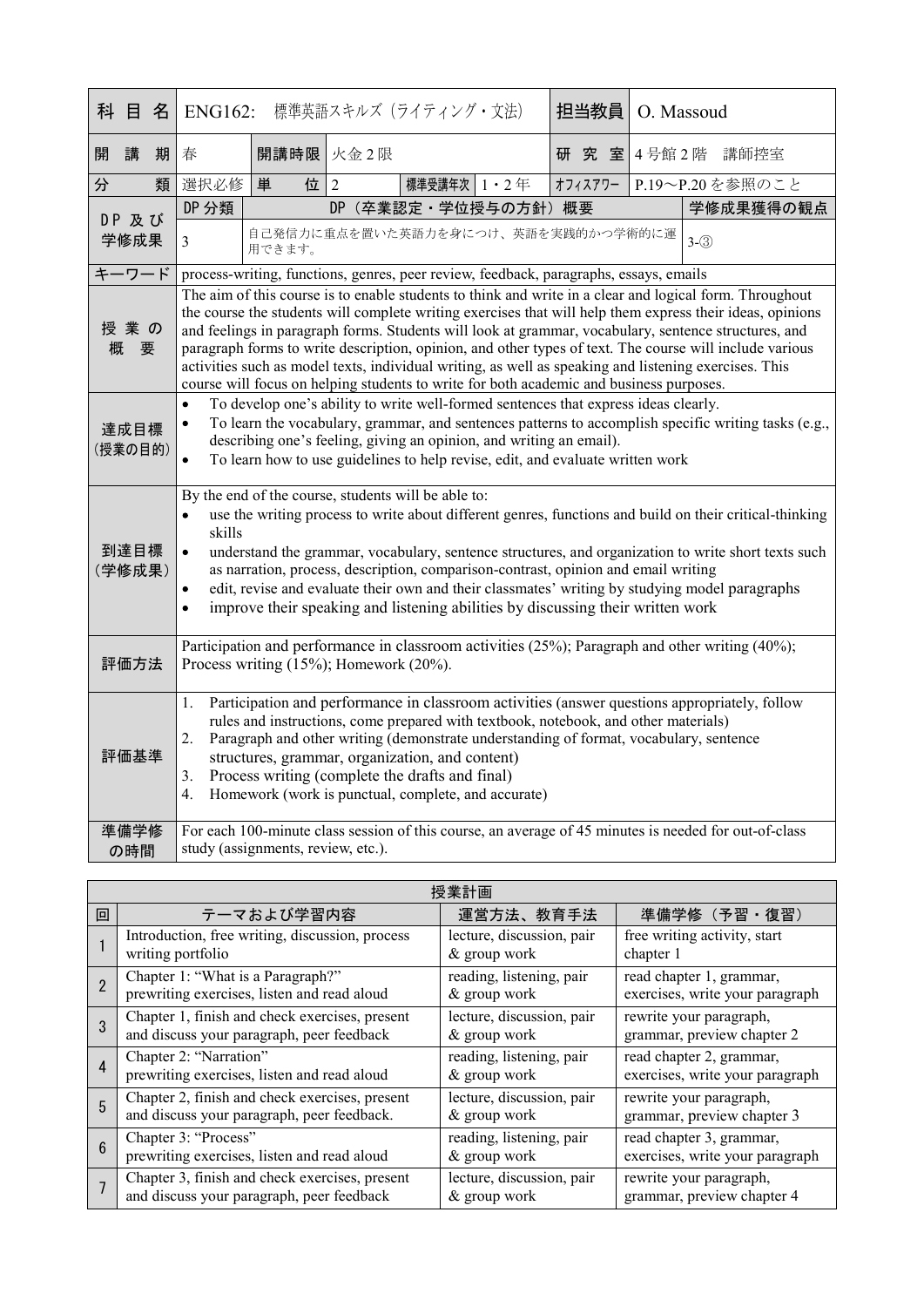| 科目名 | ENG162:　標準英語スキルズ（ライティング・文法） | | | | | 担当教員 | O. Massoud | |
|---|---|---|---|---|---|---|---|---|
| 開講期 | 春 | 開講時限 | 火金２限 | | | 研究室 | 4号館2階　講師控室 | |
| 分類 | 選択必修 | 単位 | 2 | 標準受講年次 | 1・2年 | オフィスアワー | P.19〜P.20を参照のこと | |
| DP及び学修成果 | DP分類 | DP（卒業認定・学位授与の方針）概要 | | | | | | 学修成果獲得の観点 |
| | 3 | 自己発信力に重点を置いた英語力を身につけ、英語を実践的かつ学術的に運用できます。 | | | | | | 3-③ |
| キーワード | process-writing, functions, genres, peer review, feedback, paragraphs, essays, emails | | | | | | | |
| 授業の概要 | The aim of this course is to enable students to think and write in a clear and logical form. Throughout the course the students will complete writing exercises that will help them express their ideas, opinions and feelings in paragraph forms. Students will look at grammar, vocabulary, sentence structures, and paragraph forms to write description, opinion, and other types of text. The course will include various activities such as model texts, individual writing, as well as speaking and listening exercises. This course will focus on helping students to write for both academic and business purposes. | | | | | | | |
| 達成目標（授業の目的） | • To develop one's ability to write well-formed sentences that express ideas clearly.<br>• To learn the vocabulary, grammar, and sentences patterns to accomplish specific writing tasks (e.g., describing one's feeling, giving an opinion, and writing an email).<br>• To learn how to use guidelines to help revise, edit, and evaluate written work | | | | | | | |
| 到達目標（学修成果） | By the end of the course, students will be able to:<br>• use the writing process to write about different genres, functions and build on their critical-thinking skills<br>• understand the grammar, vocabulary, sentence structures, and organization to write short texts such as narration, process, description, comparison-contrast, opinion and email writing<br>• edit, revise and evaluate their own and their classmates' writing by studying model paragraphs<br>• improve their speaking and listening abilities by discussing their written work | | | | | | | |
| 評価方法 | Participation and performance in classroom activities (25%); Paragraph and other writing (40%); Process writing (15%); Homework (20%). | | | | | | | |
| 評価基準 | 1. Participation and performance in classroom activities (answer questions appropriately, follow rules and instructions, come prepared with textbook, notebook, and other materials)<br>2. Paragraph and other writing (demonstrate understanding of format, vocabulary, sentence structures, grammar, organization, and content)<br>3. Process writing (complete the drafts and final)<br>4. Homework (work is punctual, complete, and accurate) | | | | | | | |
| 準備学修の時間 | For each 100-minute class session of this course, an average of 45 minutes is needed for out-of-class study (assignments, review, etc.). | | | | | | | |

**授業計画**

| 回 | テーマおよび学習内容 | 運営方法、教育手法 | 準備学修（予習・復習） |
|---|---|---|---|
| 1 | Introduction, free writing, discussion, process writing portfolio | lecture, discussion, pair & group work | free writing activity, start chapter 1 |
| 2 | Chapter 1: "What is a Paragraph?" prewriting exercises, listen and read aloud | reading, listening, pair & group work | read chapter 1, grammar, exercises, write your paragraph |
| 3 | Chapter 1, finish and check exercises, present and discuss your paragraph, peer feedback | lecture, discussion, pair & group work | rewrite your paragraph, grammar, preview chapter 2 |
| 4 | Chapter 2: "Narration" prewriting exercises, listen and read aloud | reading, listening, pair & group work | read chapter 2, grammar, exercises, write your paragraph |
| 5 | Chapter 2, finish and check exercises, present and discuss your paragraph, peer feedback. | lecture, discussion, pair & group work | rewrite your paragraph, grammar, preview chapter 3 |
| 6 | Chapter 3: "Process" prewriting exercises, listen and read aloud | reading, listening, pair & group work | read chapter 3, grammar, exercises, write your paragraph |
| 7 | Chapter 3, finish and check exercises, present and discuss your paragraph, peer feedback | lecture, discussion, pair & group work | rewrite your paragraph, grammar, preview chapter 4 |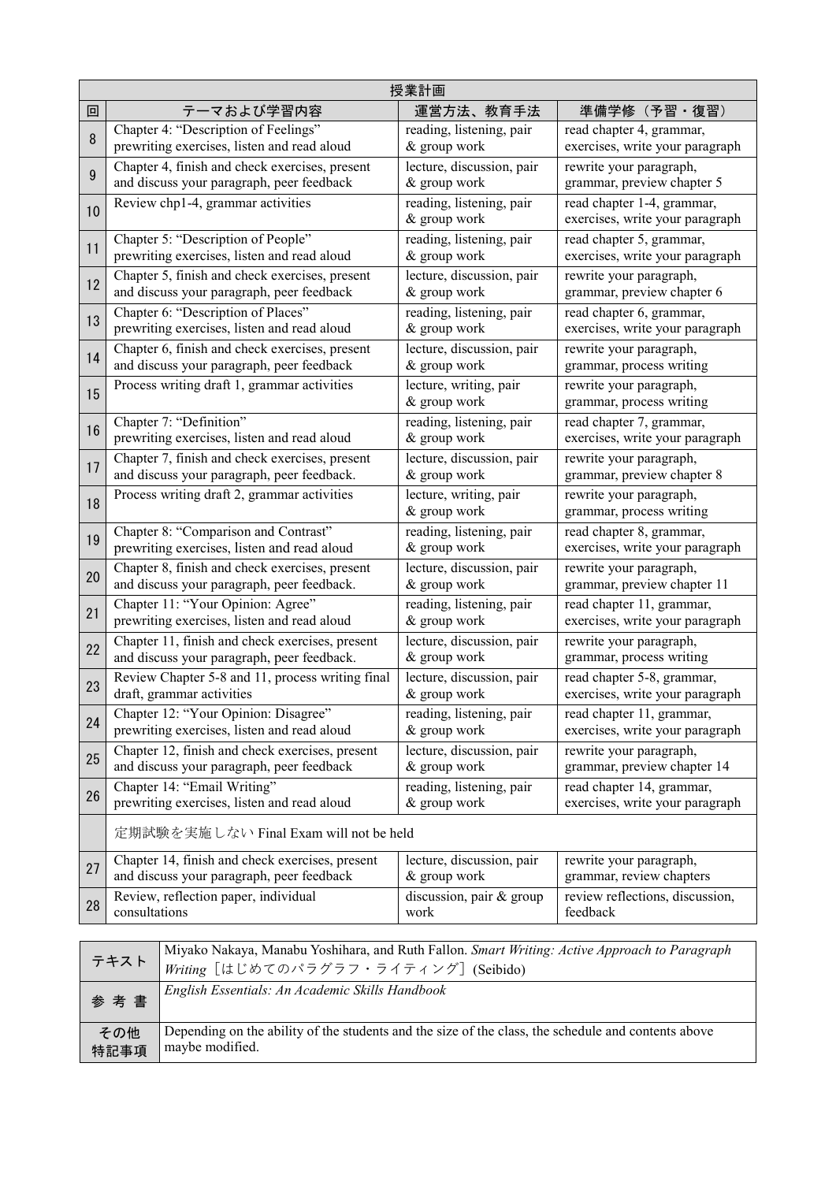| 授業計画 | | | |
|---|---|---|---|
| 回 | テーマおよび学習内容 | 運営方法、教育手法 | 準備学修（予習・復習） |
| 8 | Chapter 4: "Description of Feelings" prewriting exercises, listen and read aloud | reading, listening, pair & group work | read chapter 4, grammar, exercises, write your paragraph |
| 9 | Chapter 4, finish and check exercises, present and discuss your paragraph, peer feedback | lecture, discussion, pair & group work | rewrite your paragraph, grammar, preview chapter 5 |
| 10 | Review chp1-4, grammar activities | reading, listening, pair & group work | read chapter 1-4, grammar, exercises, write your paragraph |
| 11 | Chapter 5: "Description of People" prewriting exercises, listen and read aloud | reading, listening, pair & group work | read chapter 5, grammar, exercises, write your paragraph |
| 12 | Chapter 5, finish and check exercises, present and discuss your paragraph, peer feedback | lecture, discussion, pair & group work | rewrite your paragraph, grammar, preview chapter 6 |
| 13 | Chapter 6: "Description of Places" prewriting exercises, listen and read aloud | reading, listening, pair & group work | read chapter 6, grammar, exercises, write your paragraph |
| 14 | Chapter 6, finish and check exercises, present and discuss your paragraph, peer feedback | lecture, discussion, pair & group work | rewrite your paragraph, grammar, process writing |
| 15 | Process writing draft 1, grammar activities | lecture, writing, pair & group work | rewrite your paragraph, grammar, process writing |
| 16 | Chapter 7: "Definition" prewriting exercises, listen and read aloud | reading, listening, pair & group work | read chapter 7, grammar, exercises, write your paragraph |
| 17 | Chapter 7, finish and check exercises, present and discuss your paragraph, peer feedback. | lecture, discussion, pair & group work | rewrite your paragraph, grammar, preview chapter 8 |
| 18 | Process writing draft 2, grammar activities | lecture, writing, pair & group work | rewrite your paragraph, grammar, process writing |
| 19 | Chapter 8: "Comparison and Contrast" prewriting exercises, listen and read aloud | reading, listening, pair & group work | read chapter 8, grammar, exercises, write your paragraph |
| 20 | Chapter 8, finish and check exercises, present and discuss your paragraph, peer feedback. | lecture, discussion, pair & group work | rewrite your paragraph, grammar, preview chapter 11 |
| 21 | Chapter 11: "Your Opinion: Agree" prewriting exercises, listen and read aloud | reading, listening, pair & group work | read chapter 11, grammar, exercises, write your paragraph |
| 22 | Chapter 11, finish and check exercises, present and discuss your paragraph, peer feedback. | lecture, discussion, pair & group work | rewrite your paragraph, grammar, process writing |
| 23 | Review Chapter 5-8 and 11, process writing final draft, grammar activities | lecture, discussion, pair & group work | read chapter 5-8, grammar, exercises, write your paragraph |
| 24 | Chapter 12: "Your Opinion: Disagree" prewriting exercises, listen and read aloud | reading, listening, pair & group work | read chapter 11, grammar, exercises, write your paragraph |
| 25 | Chapter 12, finish and check exercises, present and discuss your paragraph, peer feedback | lecture, discussion, pair & group work | rewrite your paragraph, grammar, preview chapter 14 |
| 26 | Chapter 14: "Email Writing" prewriting exercises, listen and read aloud | reading, listening, pair & group work | read chapter 14, grammar, exercises, write your paragraph |
| | 定期試験を実施しない Final Exam will not be held | | |
| 27 | Chapter 14, finish and check exercises, present and discuss your paragraph, peer feedback | lecture, discussion, pair & group work | rewrite your paragraph, grammar, review chapters |
| 28 | Review, reflection paper, individual consultations | discussion, pair & group work | review reflections, discussion, feedback |

| | |
|---|---|
| テキスト | Miyako Nakaya, Manabu Yoshihara, and Ruth Fallon. *Smart Writing: Active Approach to Paragraph Writing*［はじめてのパラグラフ・ライティング］(Seibido) |
| 参考書 | *English Essentials: An Academic Skills Handbook* |
| その他特記事項 | Depending on the ability of the students and the size of the class, the schedule and contents above maybe modified. |